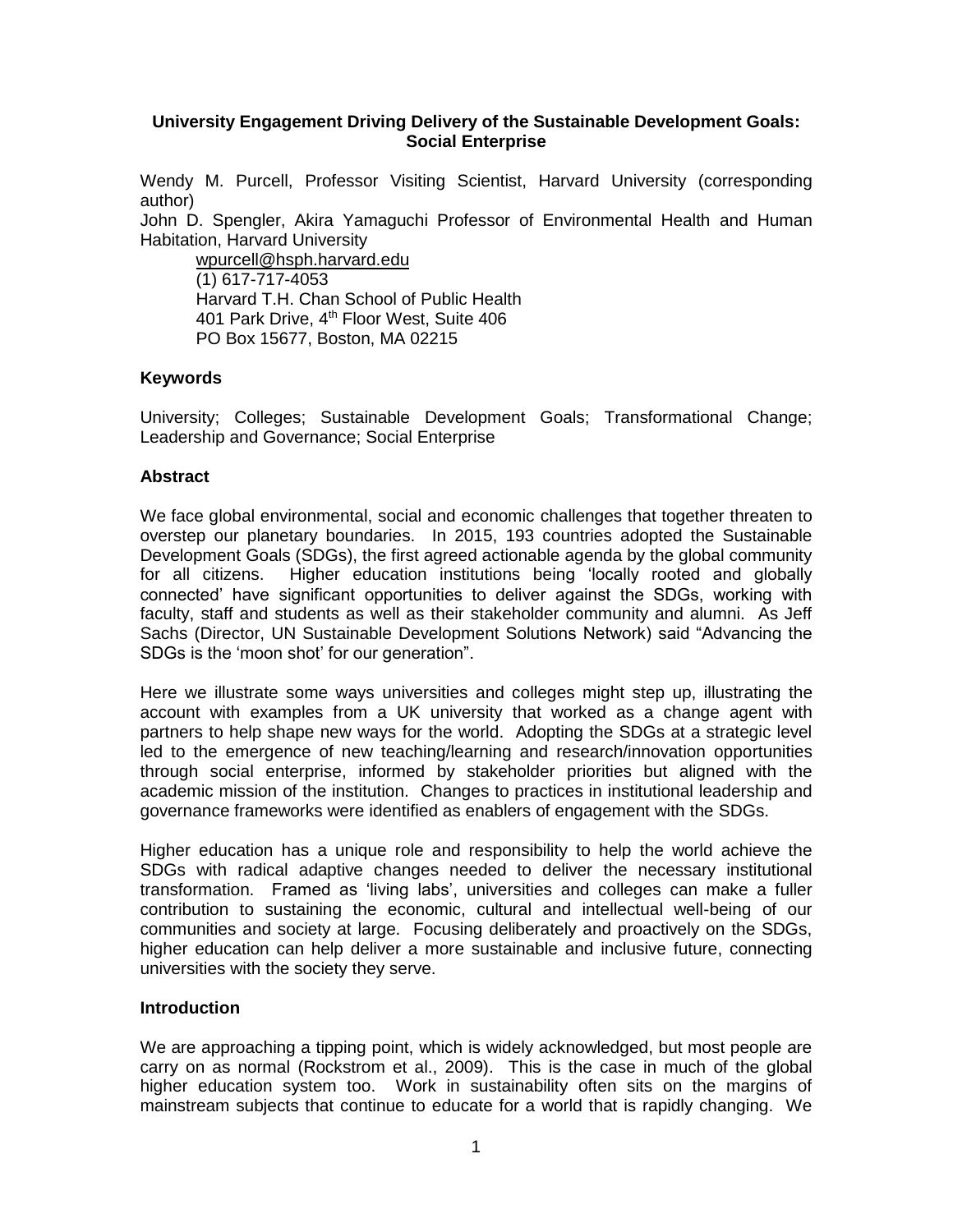**University Engagement Driving Delivery of the Sustainable Development Goals: Social Enterprise**

Wendy M. Purcell, Professor Visiting Scientist, Harvard University (corresponding author)
John D. Spengler, Akira Yamaguchi Professor of Environmental Health and Human Habitation, Harvard University

wpurcell@hsph.harvard.edu
(1) 617-717-4053
Harvard T.H. Chan School of Public Health
401 Park Drive, 4th Floor West, Suite 406
PO Box 15677, Boston, MA 02215

### Keywords

University; Colleges; Sustainable Development Goals; Transformational Change; Leadership and Governance; Social Enterprise

### Abstract

We face global environmental, social and economic challenges that together threaten to overstep our planetary boundaries. In 2015, 193 countries adopted the Sustainable Development Goals (SDGs), the first agreed actionable agenda by the global community for all citizens. Higher education institutions being 'locally rooted and globally connected' have significant opportunities to deliver against the SDGs, working with faculty, staff and students as well as their stakeholder community and alumni. As Jeff Sachs (Director, UN Sustainable Development Solutions Network) said "Advancing the SDGs is the 'moon shot' for our generation".

Here we illustrate some ways universities and colleges might step up, illustrating the account with examples from a UK university that worked as a change agent with partners to help shape new ways for the world. Adopting the SDGs at a strategic level led to the emergence of new teaching/learning and research/innovation opportunities through social enterprise, informed by stakeholder priorities but aligned with the academic mission of the institution. Changes to practices in institutional leadership and governance frameworks were identified as enablers of engagement with the SDGs.

Higher education has a unique role and responsibility to help the world achieve the SDGs with radical adaptive changes needed to deliver the necessary institutional transformation. Framed as 'living labs', universities and colleges can make a fuller contribution to sustaining the economic, cultural and intellectual well-being of our communities and society at large. Focusing deliberately and proactively on the SDGs, higher education can help deliver a more sustainable and inclusive future, connecting universities with the society they serve.

### Introduction

We are approaching a tipping point, which is widely acknowledged, but most people are carry on as normal (Rockstrom et al., 2009). This is the case in much of the global higher education system too. Work in sustainability often sits on the margins of mainstream subjects that continue to educate for a world that is rapidly changing. We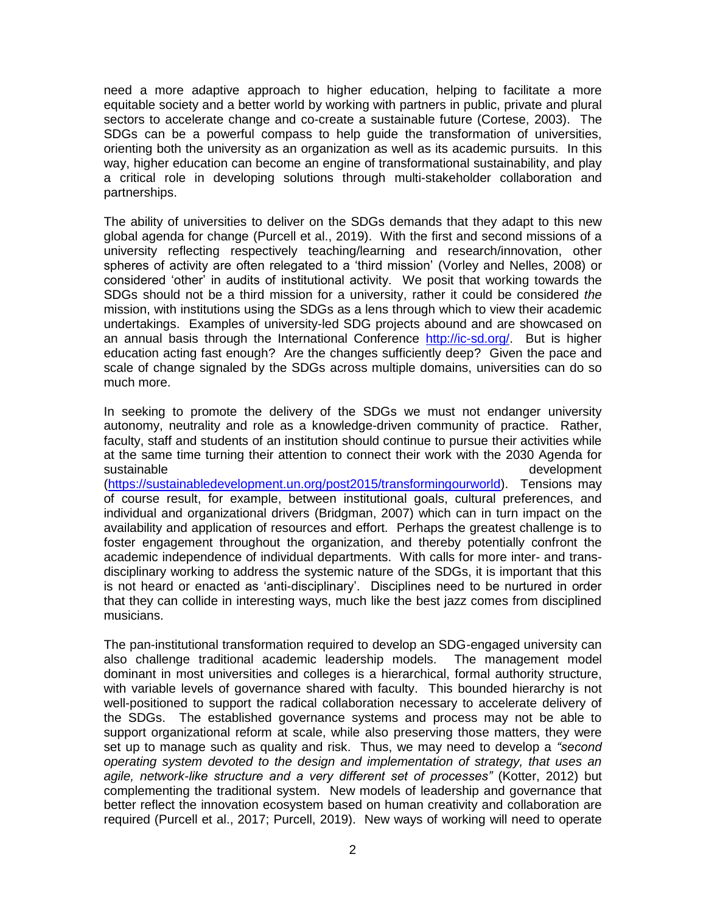need a more adaptive approach to higher education, helping to facilitate a more equitable society and a better world by working with partners in public, private and plural sectors to accelerate change and co-create a sustainable future (Cortese, 2003). The SDGs can be a powerful compass to help guide the transformation of universities, orienting both the university as an organization as well as its academic pursuits. In this way, higher education can become an engine of transformational sustainability, and play a critical role in developing solutions through multi-stakeholder collaboration and partnerships.

The ability of universities to deliver on the SDGs demands that they adapt to this new global agenda for change (Purcell et al., 2019). With the first and second missions of a university reflecting respectively teaching/learning and research/innovation, other spheres of activity are often relegated to a 'third mission' (Vorley and Nelles, 2008) or considered 'other' in audits of institutional activity. We posit that working towards the SDGs should not be a third mission for a university, rather it could be considered *the* mission, with institutions using the SDGs as a lens through which to view their academic undertakings. Examples of university-led SDG projects abound and are showcased on an annual basis through the International Conference http://ic-sd.org/. But is higher education acting fast enough? Are the changes sufficiently deep? Given the pace and scale of change signaled by the SDGs across multiple domains, universities can do so much more.

In seeking to promote the delivery of the SDGs we must not endanger university autonomy, neutrality and role as a knowledge-driven community of practice. Rather, faculty, staff and students of an institution should continue to pursue their activities while at the same time turning their attention to connect their work with the 2030 Agenda for sustainable development (https://sustainabledevelopment.un.org/post2015/transformingourworld). Tensions may of course result, for example, between institutional goals, cultural preferences, and individual and organizational drivers (Bridgman, 2007) which can in turn impact on the availability and application of resources and effort. Perhaps the greatest challenge is to foster engagement throughout the organization, and thereby potentially confront the academic independence of individual departments. With calls for more inter- and trans-disciplinary working to address the systemic nature of the SDGs, it is important that this is not heard or enacted as 'anti-disciplinary'. Disciplines need to be nurtured in order that they can collide in interesting ways, much like the best jazz comes from disciplined musicians.

The pan-institutional transformation required to develop an SDG-engaged university can also challenge traditional academic leadership models. The management model dominant in most universities and colleges is a hierarchical, formal authority structure, with variable levels of governance shared with faculty. This bounded hierarchy is not well-positioned to support the radical collaboration necessary to accelerate delivery of the SDGs. The established governance systems and process may not be able to support organizational reform at scale, while also preserving those matters, they were set up to manage such as quality and risk. Thus, we may need to develop a *"second operating system devoted to the design and implementation of strategy, that uses an agile, network-like structure and a very different set of processes"* (Kotter, 2012) but complementing the traditional system. New models of leadership and governance that better reflect the innovation ecosystem based on human creativity and collaboration are required (Purcell et al., 2017; Purcell, 2019). New ways of working will need to operate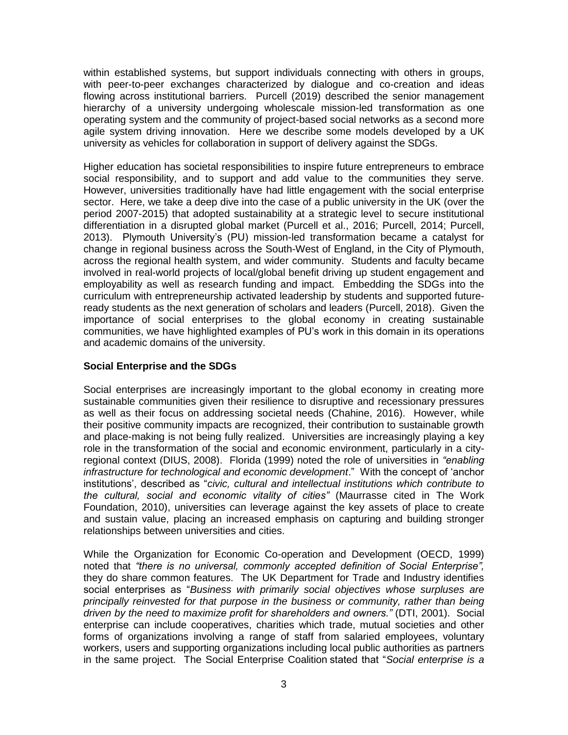within established systems, but support individuals connecting with others in groups, with peer-to-peer exchanges characterized by dialogue and co-creation and ideas flowing across institutional barriers. Purcell (2019) described the senior management hierarchy of a university undergoing wholescale mission-led transformation as one operating system and the community of project-based social networks as a second more agile system driving innovation. Here we describe some models developed by a UK university as vehicles for collaboration in support of delivery against the SDGs.

Higher education has societal responsibilities to inspire future entrepreneurs to embrace social responsibility, and to support and add value to the communities they serve. However, universities traditionally have had little engagement with the social enterprise sector. Here, we take a deep dive into the case of a public university in the UK (over the period 2007-2015) that adopted sustainability at a strategic level to secure institutional differentiation in a disrupted global market (Purcell et al., 2016; Purcell, 2014; Purcell, 2013). Plymouth University's (PU) mission-led transformation became a catalyst for change in regional business across the South-West of England, in the City of Plymouth, across the regional health system, and wider community. Students and faculty became involved in real-world projects of local/global benefit driving up student engagement and employability as well as research funding and impact. Embedding the SDGs into the curriculum with entrepreneurship activated leadership by students and supported future-ready students as the next generation of scholars and leaders (Purcell, 2018). Given the importance of social enterprises to the global economy in creating sustainable communities, we have highlighted examples of PU's work in this domain in its operations and academic domains of the university.

**Social Enterprise and the SDGs**

Social enterprises are increasingly important to the global economy in creating more sustainable communities given their resilience to disruptive and recessionary pressures as well as their focus on addressing societal needs (Chahine, 2016). However, while their positive community impacts are recognized, their contribution to sustainable growth and place-making is not being fully realized. Universities are increasingly playing a key role in the transformation of the social and economic environment, particularly in a city-regional context (DIUS, 2008). Florida (1999) noted the role of universities in *"enabling infrastructure for technological and economic development*." With the concept of 'anchor institutions', described as "*civic, cultural and intellectual institutions which contribute to the cultural, social and economic vitality of cities"* (Maurrasse cited in The Work Foundation, 2010), universities can leverage against the key assets of place to create and sustain value, placing an increased emphasis on capturing and building stronger relationships between universities and cities.

While the Organization for Economic Co-operation and Development (OECD, 1999) noted that *"there is no universal, commonly accepted definition of Social Enterprise",* they do share common features. The UK Department for Trade and Industry identifies social enterprises as "*Business with primarily social objectives whose surpluses are principally reinvested for that purpose in the business or community, rather than being driven by the need to maximize profit for shareholders and owners."* (DTI, 2001). Social enterprise can include cooperatives, charities which trade, mutual societies and other forms of organizations involving a range of staff from salaried employees, voluntary workers, users and supporting organizations including local public authorities as partners in the same project. The Social Enterprise Coalition stated that "*Social enterprise is a*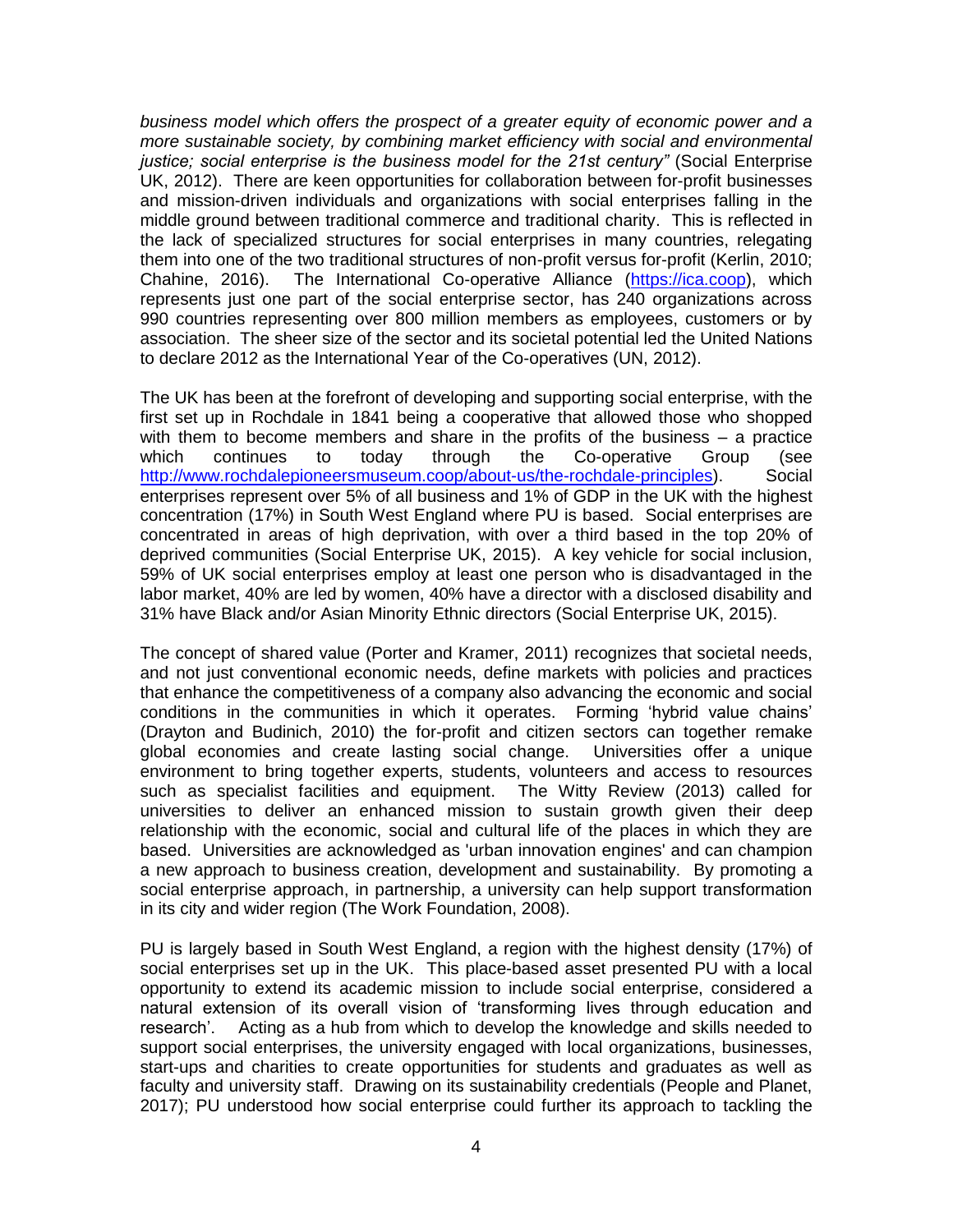*business model which offers the prospect of a greater equity of economic power and a more sustainable society, by combining market efficiency with social and environmental justice; social enterprise is the business model for the 21st century"* (Social Enterprise UK, 2012). There are keen opportunities for collaboration between for-profit businesses and mission-driven individuals and organizations with social enterprises falling in the middle ground between traditional commerce and traditional charity. This is reflected in the lack of specialized structures for social enterprises in many countries, relegating them into one of the two traditional structures of non-profit versus for-profit (Kerlin, 2010; Chahine, 2016). The International Co-operative Alliance (https://ica.coop), which represents just one part of the social enterprise sector, has 240 organizations across 990 countries representing over 800 million members as employees, customers or by association. The sheer size of the sector and its societal potential led the United Nations to declare 2012 as the International Year of the Co-operatives (UN, 2012).

The UK has been at the forefront of developing and supporting social enterprise, with the first set up in Rochdale in 1841 being a cooperative that allowed those who shopped with them to become members and share in the profits of the business – a practice which continues to today through the Co-operative Group (see http://www.rochdalepioneersmuseum.coop/about-us/the-rochdale-principles). Social enterprises represent over 5% of all business and 1% of GDP in the UK with the highest concentration (17%) in South West England where PU is based. Social enterprises are concentrated in areas of high deprivation, with over a third based in the top 20% of deprived communities (Social Enterprise UK, 2015). A key vehicle for social inclusion, 59% of UK social enterprises employ at least one person who is disadvantaged in the labor market, 40% are led by women, 40% have a director with a disclosed disability and 31% have Black and/or Asian Minority Ethnic directors (Social Enterprise UK, 2015).

The concept of shared value (Porter and Kramer, 2011) recognizes that societal needs, and not just conventional economic needs, define markets with policies and practices that enhance the competitiveness of a company also advancing the economic and social conditions in the communities in which it operates. Forming 'hybrid value chains' (Drayton and Budinich, 2010) the for-profit and citizen sectors can together remake global economies and create lasting social change. Universities offer a unique environment to bring together experts, students, volunteers and access to resources such as specialist facilities and equipment. The Witty Review (2013) called for universities to deliver an enhanced mission to sustain growth given their deep relationship with the economic, social and cultural life of the places in which they are based. Universities are acknowledged as 'urban innovation engines' and can champion a new approach to business creation, development and sustainability. By promoting a social enterprise approach, in partnership, a university can help support transformation in its city and wider region (The Work Foundation, 2008).

PU is largely based in South West England, a region with the highest density (17%) of social enterprises set up in the UK. This place-based asset presented PU with a local opportunity to extend its academic mission to include social enterprise, considered a natural extension of its overall vision of 'transforming lives through education and research'. Acting as a hub from which to develop the knowledge and skills needed to support social enterprises, the university engaged with local organizations, businesses, start-ups and charities to create opportunities for students and graduates as well as faculty and university staff. Drawing on its sustainability credentials (People and Planet, 2017); PU understood how social enterprise could further its approach to tackling the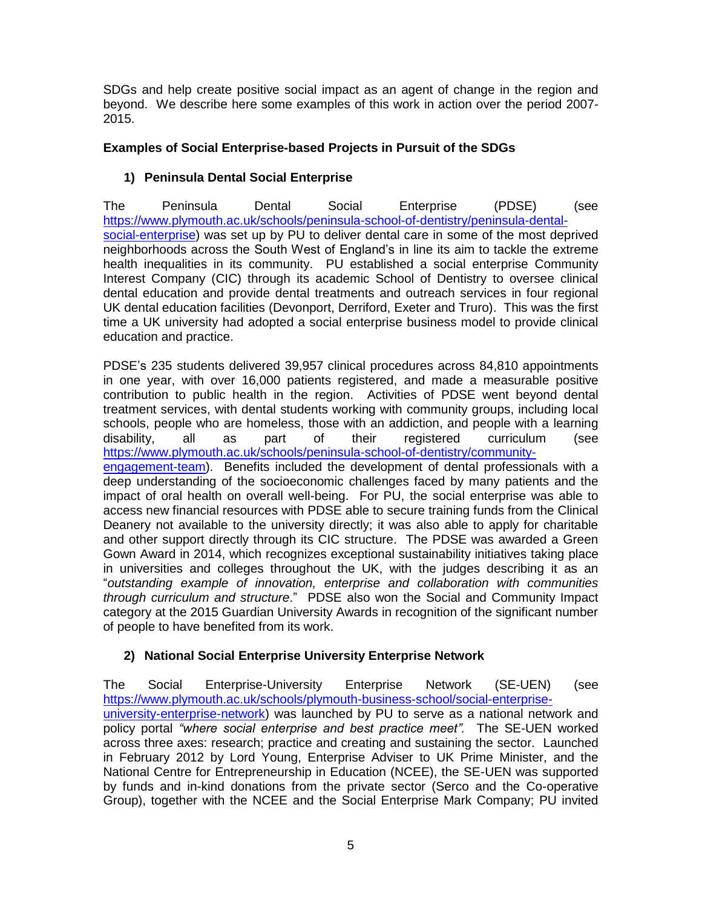SDGs and help create positive social impact as an agent of change in the region and beyond. We describe here some examples of this work in action over the period 2007-2015.

**Examples of Social Enterprise-based Projects in Pursuit of the SDGs**

### 1) Peninsula Dental Social Enterprise

The Peninsula Dental Social Enterprise (PDSE) (see [https://www.plymouth.ac.uk/schools/peninsula-school-of-dentistry/peninsula-dental-social-enterprise](https://www.plymouth.ac.uk/schools/peninsula-school-of-dentistry/peninsula-dental-social-enterprise)) was set up by PU to deliver dental care in some of the most deprived neighborhoods across the South West of England's in line its aim to tackle the extreme health inequalities in its community. PU established a social enterprise Community Interest Company (CIC) through its academic School of Dentistry to oversee clinical dental education and provide dental treatments and outreach services in four regional UK dental education facilities (Devonport, Derriford, Exeter and Truro). This was the first time a UK university had adopted a social enterprise business model to provide clinical education and practice.

PDSE's 235 students delivered 39,957 clinical procedures across 84,810 appointments in one year, with over 16,000 patients registered, and made a measurable positive contribution to public health in the region. Activities of PDSE went beyond dental treatment services, with dental students working with community groups, including local schools, people who are homeless, those with an addiction, and people with a learning disability, all as part of their registered curriculum (see [https://www.plymouth.ac.uk/schools/peninsula-school-of-dentistry/community-engagement-team](https://www.plymouth.ac.uk/schools/peninsula-school-of-dentistry/community-engagement-team)). Benefits included the development of dental professionals with a deep understanding of the socioeconomic challenges faced by many patients and the impact of oral health on overall well-being. For PU, the social enterprise was able to access new financial resources with PDSE able to secure training funds from the Clinical Deanery not available to the university directly; it was also able to apply for charitable and other support directly through its CIC structure. The PDSE was awarded a Green Gown Award in 2014, which recognizes exceptional sustainability initiatives taking place in universities and colleges throughout the UK, with the judges describing it as an "*outstanding example of innovation, enterprise and collaboration with communities through curriculum and structure*." PDSE also won the Social and Community Impact category at the 2015 Guardian University Awards in recognition of the significant number of people to have benefited from its work.

### 2) National Social Enterprise University Enterprise Network

The Social Enterprise-University Enterprise Network (SE-UEN) (see [https://www.plymouth.ac.uk/schools/plymouth-business-school/social-enterprise-university-enterprise-network](https://www.plymouth.ac.uk/schools/plymouth-business-school/social-enterprise-university-enterprise-network)) was launched by PU to serve as a national network and policy portal *"where social enterprise and best practice meet".* The SE-UEN worked across three axes: research; practice and creating and sustaining the sector. Launched in February 2012 by Lord Young, Enterprise Adviser to UK Prime Minister, and the National Centre for Entrepreneurship in Education (NCEE), the SE-UEN was supported by funds and in-kind donations from the private sector (Serco and the Co-operative Group), together with the NCEE and the Social Enterprise Mark Company; PU invited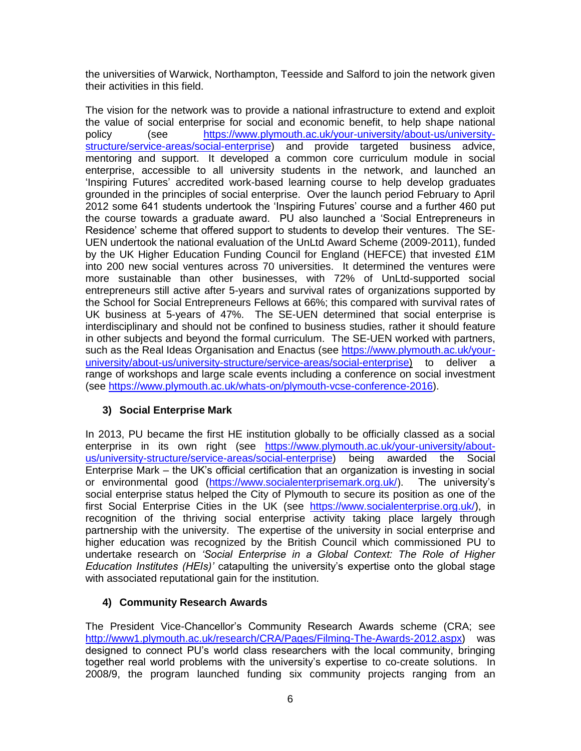the universities of Warwick, Northampton, Teesside and Salford to join the network given their activities in this field.

The vision for the network was to provide a national infrastructure to extend and exploit the value of social enterprise for social and economic benefit, to help shape national policy (see https://www.plymouth.ac.uk/your-university/about-us/university-structure/service-areas/social-enterprise) and provide targeted business advice, mentoring and support. It developed a common core curriculum module in social enterprise, accessible to all university students in the network, and launched an 'Inspiring Futures' accredited work-based learning course to help develop graduates grounded in the principles of social enterprise. Over the launch period February to April 2012 some 641 students undertook the 'Inspiring Futures' course and a further 460 put the course towards a graduate award. PU also launched a 'Social Entrepreneurs in Residence' scheme that offered support to students to develop their ventures. The SE-UEN undertook the national evaluation of the UnLtd Award Scheme (2009-2011), funded by the UK Higher Education Funding Council for England (HEFCE) that invested £1M into 200 new social ventures across 70 universities. It determined the ventures were more sustainable than other businesses, with 72% of UnLtd-supported social entrepreneurs still active after 5-years and survival rates of organizations supported by the School for Social Entrepreneurs Fellows at 66%; this compared with survival rates of UK business at 5-years of 47%. The SE-UEN determined that social enterprise is interdisciplinary and should not be confined to business studies, rather it should feature in other subjects and beyond the formal curriculum. The SE-UEN worked with partners, such as the Real Ideas Organisation and Enactus (see https://www.plymouth.ac.uk/your-university/about-us/university-structure/service-areas/social-enterprise) to deliver a range of workshops and large scale events including a conference on social investment (see https://www.plymouth.ac.uk/whats-on/plymouth-vcse-conference-2016).

### 3) Social Enterprise Mark

In 2013, PU became the first HE institution globally to be officially classed as a social enterprise in its own right (see https://www.plymouth.ac.uk/your-university/about-us/university-structure/service-areas/social-enterprise) being awarded the Social Enterprise Mark – the UK's official certification that an organization is investing in social or environmental good (https://www.socialenterprisemark.org.uk/). The university's social enterprise status helped the City of Plymouth to secure its position as one of the first Social Enterprise Cities in the UK (see https://www.socialenterprise.org.uk/), in recognition of the thriving social enterprise activity taking place largely through partnership with the university. The expertise of the university in social enterprise and higher education was recognized by the British Council which commissioned PU to undertake research on *'Social Enterprise in a Global Context: The Role of Higher Education Institutes (HEIs)'* catapulting the university's expertise onto the global stage with associated reputational gain for the institution.

### 4) Community Research Awards

The President Vice-Chancellor's Community Research Awards scheme (CRA; see http://www1.plymouth.ac.uk/research/CRA/Pages/Filming-The-Awards-2012.aspx) was designed to connect PU's world class researchers with the local community, bringing together real world problems with the university's expertise to co-create solutions. In 2008/9, the program launched funding six community projects ranging from an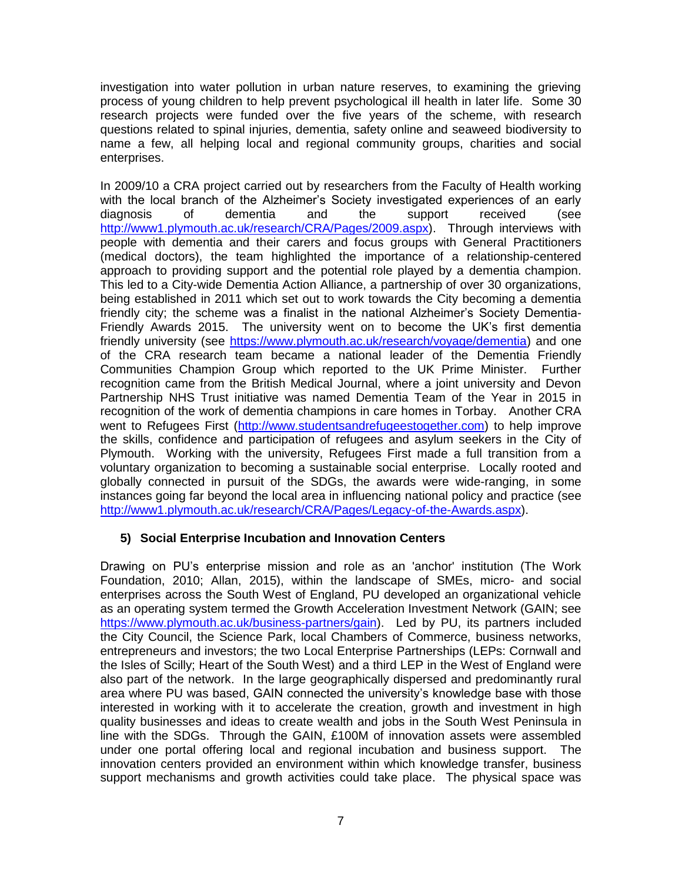investigation into water pollution in urban nature reserves, to examining the grieving process of young children to help prevent psychological ill health in later life. Some 30 research projects were funded over the five years of the scheme, with research questions related to spinal injuries, dementia, safety online and seaweed biodiversity to name a few, all helping local and regional community groups, charities and social enterprises.

In 2009/10 a CRA project carried out by researchers from the Faculty of Health working with the local branch of the Alzheimer's Society investigated experiences of an early diagnosis of dementia and the support received (see http://www1.plymouth.ac.uk/research/CRA/Pages/2009.aspx). Through interviews with people with dementia and their carers and focus groups with General Practitioners (medical doctors), the team highlighted the importance of a relationship-centered approach to providing support and the potential role played by a dementia champion. This led to a City-wide Dementia Action Alliance, a partnership of over 30 organizations, being established in 2011 which set out to work towards the City becoming a dementia friendly city; the scheme was a finalist in the national Alzheimer's Society Dementia-Friendly Awards 2015. The university went on to become the UK's first dementia friendly university (see https://www.plymouth.ac.uk/research/voyage/dementia) and one of the CRA research team became a national leader of the Dementia Friendly Communities Champion Group which reported to the UK Prime Minister. Further recognition came from the British Medical Journal, where a joint university and Devon Partnership NHS Trust initiative was named Dementia Team of the Year in 2015 in recognition of the work of dementia champions in care homes in Torbay. Another CRA went to Refugees First (http://www.studentsandrefugeestogether.com) to help improve the skills, confidence and participation of refugees and asylum seekers in the City of Plymouth. Working with the university, Refugees First made a full transition from a voluntary organization to becoming a sustainable social enterprise. Locally rooted and globally connected in pursuit of the SDGs, the awards were wide-ranging, in some instances going far beyond the local area in influencing national policy and practice (see http://www1.plymouth.ac.uk/research/CRA/Pages/Legacy-of-the-Awards.aspx).

### 5) Social Enterprise Incubation and Innovation Centers

Drawing on PU's enterprise mission and role as an 'anchor' institution (The Work Foundation, 2010; Allan, 2015), within the landscape of SMEs, micro- and social enterprises across the South West of England, PU developed an organizational vehicle as an operating system termed the Growth Acceleration Investment Network (GAIN; see https://www.plymouth.ac.uk/business-partners/gain). Led by PU, its partners included the City Council, the Science Park, local Chambers of Commerce, business networks, entrepreneurs and investors; the two Local Enterprise Partnerships (LEPs: Cornwall and the Isles of Scilly; Heart of the South West) and a third LEP in the West of England were also part of the network. In the large geographically dispersed and predominantly rural area where PU was based, GAIN connected the university's knowledge base with those interested in working with it to accelerate the creation, growth and investment in high quality businesses and ideas to create wealth and jobs in the South West Peninsula in line with the SDGs. Through the GAIN, £100M of innovation assets were assembled under one portal offering local and regional incubation and business support. The innovation centers provided an environment within which knowledge transfer, business support mechanisms and growth activities could take place. The physical space was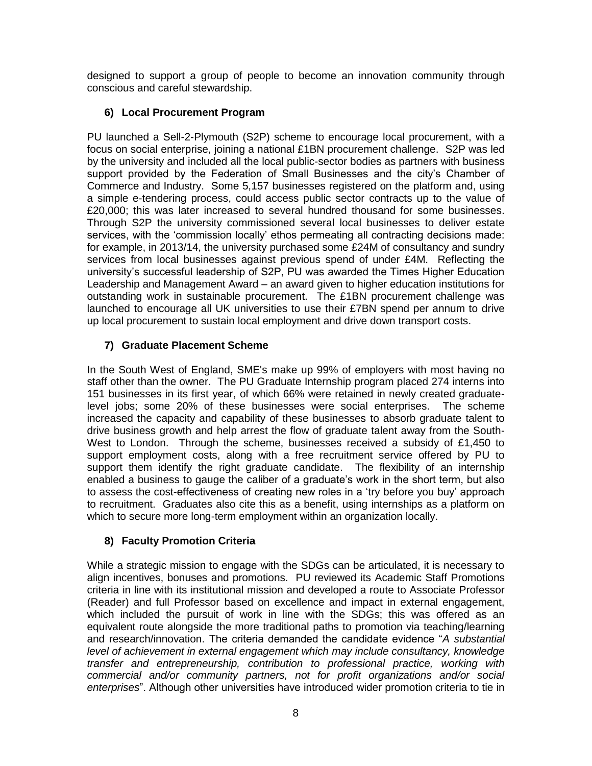designed to support a group of people to become an innovation community through conscious and careful stewardship.

### 6) Local Procurement Program

PU launched a Sell-2-Plymouth (S2P) scheme to encourage local procurement, with a focus on social enterprise, joining a national £1BN procurement challenge. S2P was led by the university and included all the local public-sector bodies as partners with business support provided by the Federation of Small Businesses and the city's Chamber of Commerce and Industry. Some 5,157 businesses registered on the platform and, using a simple e-tendering process, could access public sector contracts up to the value of £20,000; this was later increased to several hundred thousand for some businesses. Through S2P the university commissioned several local businesses to deliver estate services, with the 'commission locally' ethos permeating all contracting decisions made: for example, in 2013/14, the university purchased some £24M of consultancy and sundry services from local businesses against previous spend of under £4M. Reflecting the university's successful leadership of S2P, PU was awarded the Times Higher Education Leadership and Management Award – an award given to higher education institutions for outstanding work in sustainable procurement. The £1BN procurement challenge was launched to encourage all UK universities to use their £7BN spend per annum to drive up local procurement to sustain local employment and drive down transport costs.

### 7) Graduate Placement Scheme

In the South West of England, SME's make up 99% of employers with most having no staff other than the owner. The PU Graduate Internship program placed 274 interns into 151 businesses in its first year, of which 66% were retained in newly created graduate-level jobs; some 20% of these businesses were social enterprises. The scheme increased the capacity and capability of these businesses to absorb graduate talent to drive business growth and help arrest the flow of graduate talent away from the South-West to London. Through the scheme, businesses received a subsidy of £1,450 to support employment costs, along with a free recruitment service offered by PU to support them identify the right graduate candidate. The flexibility of an internship enabled a business to gauge the caliber of a graduate's work in the short term, but also to assess the cost-effectiveness of creating new roles in a 'try before you buy' approach to recruitment. Graduates also cite this as a benefit, using internships as a platform on which to secure more long-term employment within an organization locally.

### 8) Faculty Promotion Criteria

While a strategic mission to engage with the SDGs can be articulated, it is necessary to align incentives, bonuses and promotions. PU reviewed its Academic Staff Promotions criteria in line with its institutional mission and developed a route to Associate Professor (Reader) and full Professor based on excellence and impact in external engagement, which included the pursuit of work in line with the SDGs; this was offered as an equivalent route alongside the more traditional paths to promotion via teaching/learning and research/innovation. The criteria demanded the candidate evidence "*A substantial level of achievement in external engagement which may include consultancy, knowledge transfer and entrepreneurship, contribution to professional practice, working with commercial and/or community partners, not for profit organizations and/or social enterprises*". Although other universities have introduced wider promotion criteria to tie in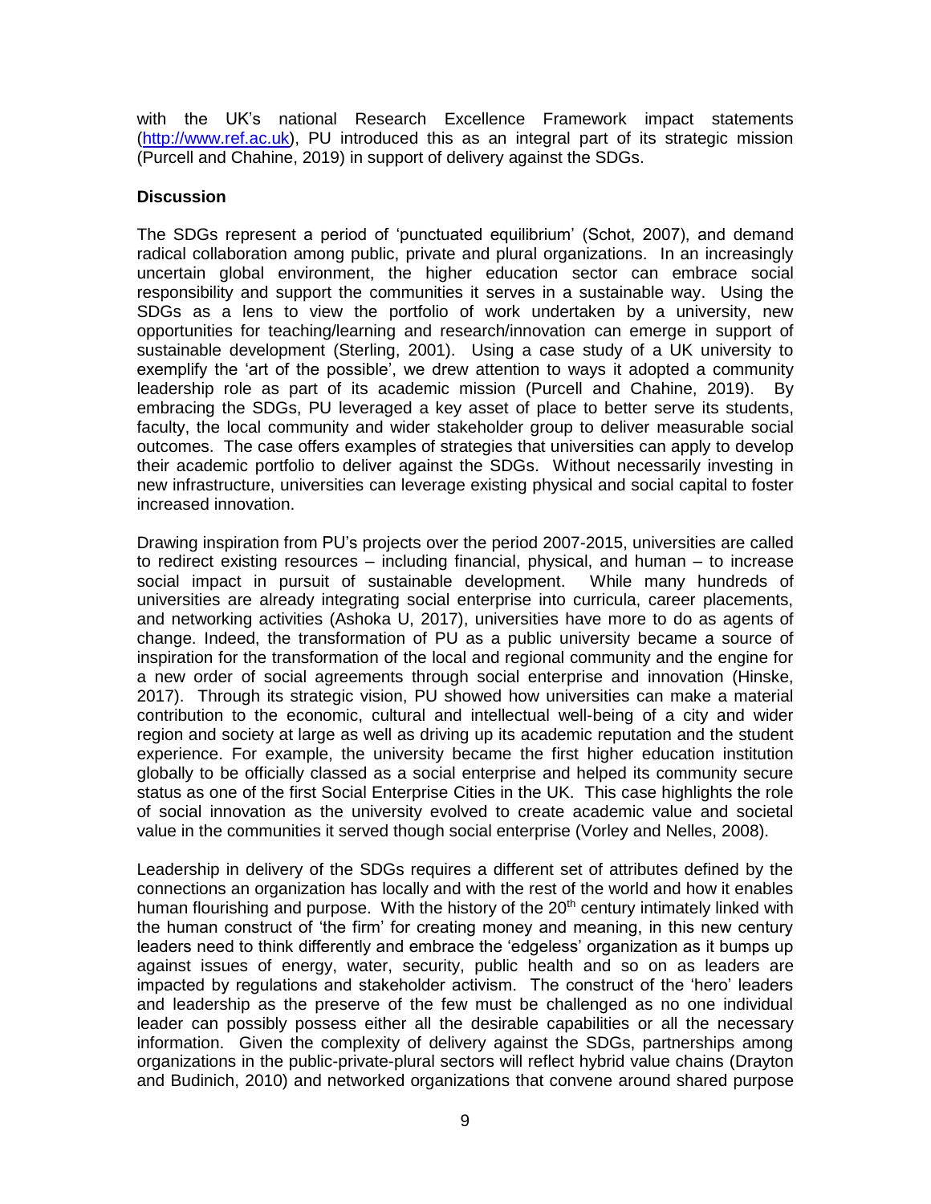with the UK's national Research Excellence Framework impact statements (http://www.ref.ac.uk), PU introduced this as an integral part of its strategic mission (Purcell and Chahine, 2019) in support of delivery against the SDGs.

## Discussion

The SDGs represent a period of 'punctuated equilibrium' (Schot, 2007), and demand radical collaboration among public, private and plural organizations. In an increasingly uncertain global environment, the higher education sector can embrace social responsibility and support the communities it serves in a sustainable way. Using the SDGs as a lens to view the portfolio of work undertaken by a university, new opportunities for teaching/learning and research/innovation can emerge in support of sustainable development (Sterling, 2001). Using a case study of a UK university to exemplify the 'art of the possible', we drew attention to ways it adopted a community leadership role as part of its academic mission (Purcell and Chahine, 2019). By embracing the SDGs, PU leveraged a key asset of place to better serve its students, faculty, the local community and wider stakeholder group to deliver measurable social outcomes. The case offers examples of strategies that universities can apply to develop their academic portfolio to deliver against the SDGs. Without necessarily investing in new infrastructure, universities can leverage existing physical and social capital to foster increased innovation.

Drawing inspiration from PU's projects over the period 2007-2015, universities are called to redirect existing resources – including financial, physical, and human – to increase social impact in pursuit of sustainable development. While many hundreds of universities are already integrating social enterprise into curricula, career placements, and networking activities (Ashoka U, 2017), universities have more to do as agents of change. Indeed, the transformation of PU as a public university became a source of inspiration for the transformation of the local and regional community and the engine for a new order of social agreements through social enterprise and innovation (Hinske, 2017). Through its strategic vision, PU showed how universities can make a material contribution to the economic, cultural and intellectual well-being of a city and wider region and society at large as well as driving up its academic reputation and the student experience. For example, the university became the first higher education institution globally to be officially classed as a social enterprise and helped its community secure status as one of the first Social Enterprise Cities in the UK. This case highlights the role of social innovation as the university evolved to create academic value and societal value in the communities it served though social enterprise (Vorley and Nelles, 2008).

Leadership in delivery of the SDGs requires a different set of attributes defined by the connections an organization has locally and with the rest of the world and how it enables human flourishing and purpose. With the history of the 20th century intimately linked with the human construct of 'the firm' for creating money and meaning, in this new century leaders need to think differently and embrace the 'edgeless' organization as it bumps up against issues of energy, water, security, public health and so on as leaders are impacted by regulations and stakeholder activism. The construct of the 'hero' leaders and leadership as the preserve of the few must be challenged as no one individual leader can possibly possess either all the desirable capabilities or all the necessary information. Given the complexity of delivery against the SDGs, partnerships among organizations in the public-private-plural sectors will reflect hybrid value chains (Drayton and Budinich, 2010) and networked organizations that convene around shared purpose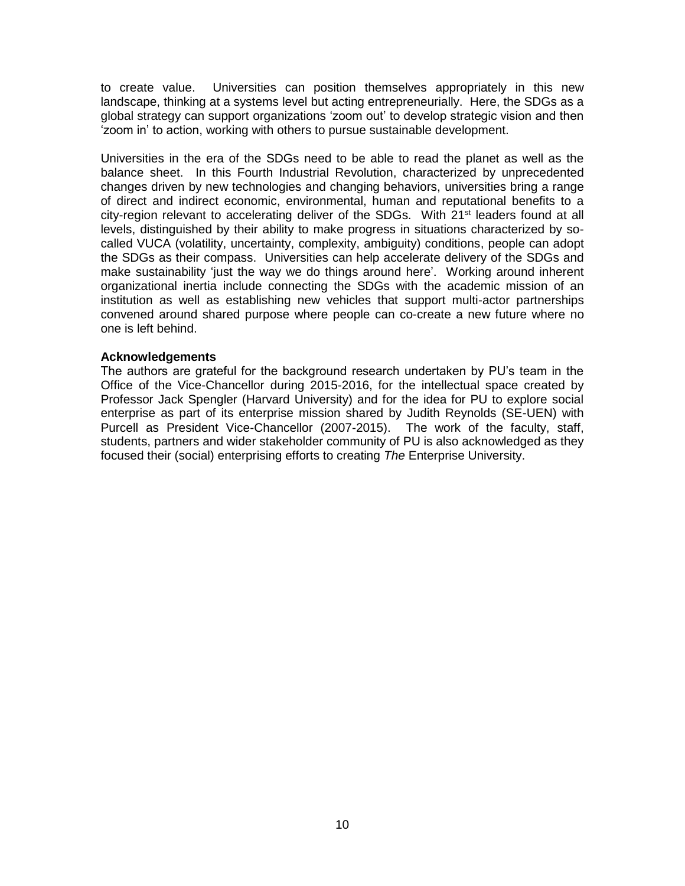to create value. Universities can position themselves appropriately in this new landscape, thinking at a systems level but acting entrepreneurially. Here, the SDGs as a global strategy can support organizations 'zoom out' to develop strategic vision and then 'zoom in' to action, working with others to pursue sustainable development.

Universities in the era of the SDGs need to be able to read the planet as well as the balance sheet. In this Fourth Industrial Revolution, characterized by unprecedented changes driven by new technologies and changing behaviors, universities bring a range of direct and indirect economic, environmental, human and reputational benefits to a city-region relevant to accelerating deliver of the SDGs. With 21st leaders found at all levels, distinguished by their ability to make progress in situations characterized by so-called VUCA (volatility, uncertainty, complexity, ambiguity) conditions, people can adopt the SDGs as their compass. Universities can help accelerate delivery of the SDGs and make sustainability 'just the way we do things around here'. Working around inherent organizational inertia include connecting the SDGs with the academic mission of an institution as well as establishing new vehicles that support multi-actor partnerships convened around shared purpose where people can co-create a new future where no one is left behind.

**Acknowledgements**

The authors are grateful for the background research undertaken by PU's team in the Office of the Vice-Chancellor during 2015-2016, for the intellectual space created by Professor Jack Spengler (Harvard University) and for the idea for PU to explore social enterprise as part of its enterprise mission shared by Judith Reynolds (SE-UEN) with Purcell as President Vice-Chancellor (2007-2015). The work of the faculty, staff, students, partners and wider stakeholder community of PU is also acknowledged as they focused their (social) enterprising efforts to creating *The* Enterprise University.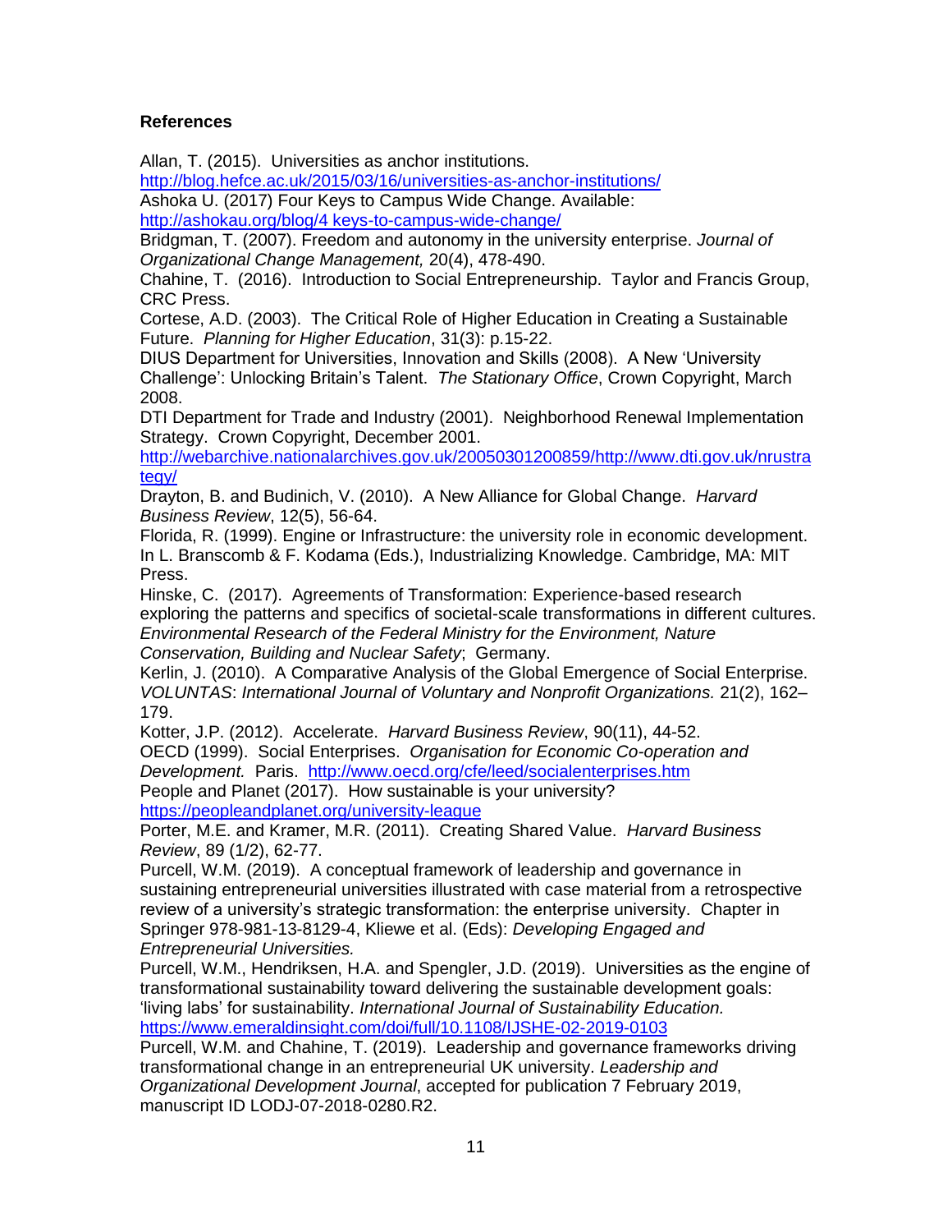**References**

Allan, T. (2015). Universities as anchor institutions.
http://blog.hefce.ac.uk/2015/03/16/universities-as-anchor-institutions/

Ashoka U. (2017) Four Keys to Campus Wide Change. Available:
http://ashokau.org/blog/4 keys-to-campus-wide-change/

Bridgman, T. (2007). Freedom and autonomy in the university enterprise. *Journal of Organizational Change Management,* 20(4), 478-490.

Chahine, T. (2016). Introduction to Social Entrepreneurship. Taylor and Francis Group, CRC Press.

Cortese, A.D. (2003). The Critical Role of Higher Education in Creating a Sustainable Future. *Planning for Higher Education*, 31(3): p.15-22.

DIUS Department for Universities, Innovation and Skills (2008). A New 'University Challenge': Unlocking Britain's Talent. *The Stationary Office*, Crown Copyright, March 2008.

DTI Department for Trade and Industry (2001). Neighborhood Renewal Implementation Strategy. Crown Copyright, December 2001.
http://webarchive.nationalarchives.gov.uk/20050301200859/http://www.dti.gov.uk/nrustrategy/

Drayton, B. and Budinich, V. (2010). A New Alliance for Global Change. *Harvard Business Review*, 12(5), 56-64.

Florida, R. (1999). Engine or Infrastructure: the university role in economic development. In L. Branscomb & F. Kodama (Eds.), Industrializing Knowledge. Cambridge, MA: MIT Press.

Hinske, C. (2017). Agreements of Transformation: Experience-based research exploring the patterns and specifics of societal-scale transformations in different cultures. *Environmental Research of the Federal Ministry for the Environment, Nature Conservation, Building and Nuclear Safety*; Germany.

Kerlin, J. (2010). A Comparative Analysis of the Global Emergence of Social Enterprise. *VOLUNTAS*: *International Journal of Voluntary and Nonprofit Organizations.* 21(2), 162–179.

Kotter, J.P. (2012). Accelerate. *Harvard Business Review*, 90(11), 44-52.

OECD (1999). Social Enterprises. *Organisation for Economic Co-operation and Development.* Paris. http://www.oecd.org/cfe/leed/socialenterprises.htm

People and Planet (2017). How sustainable is your university?
https://peopleandplanet.org/university-league

Porter, M.E. and Kramer, M.R. (2011). Creating Shared Value. *Harvard Business Review*, 89 (1/2), 62-77.

Purcell, W.M. (2019). A conceptual framework of leadership and governance in sustaining entrepreneurial universities illustrated with case material from a retrospective review of a university's strategic transformation: the enterprise university. Chapter in Springer 978-981-13-8129-4, Kliewe et al. (Eds): *Developing Engaged and Entrepreneurial Universities.*

Purcell, W.M., Hendriksen, H.A. and Spengler, J.D. (2019). Universities as the engine of transformational sustainability toward delivering the sustainable development goals: 'living labs' for sustainability. *International Journal of Sustainability Education.*
https://www.emeraldinsight.com/doi/full/10.1108/IJSHE-02-2019-0103

Purcell, W.M. and Chahine, T. (2019). Leadership and governance frameworks driving transformational change in an entrepreneurial UK university. *Leadership and Organizational Development Journal*, accepted for publication 7 February 2019, manuscript ID LODJ-07-2018-0280.R2.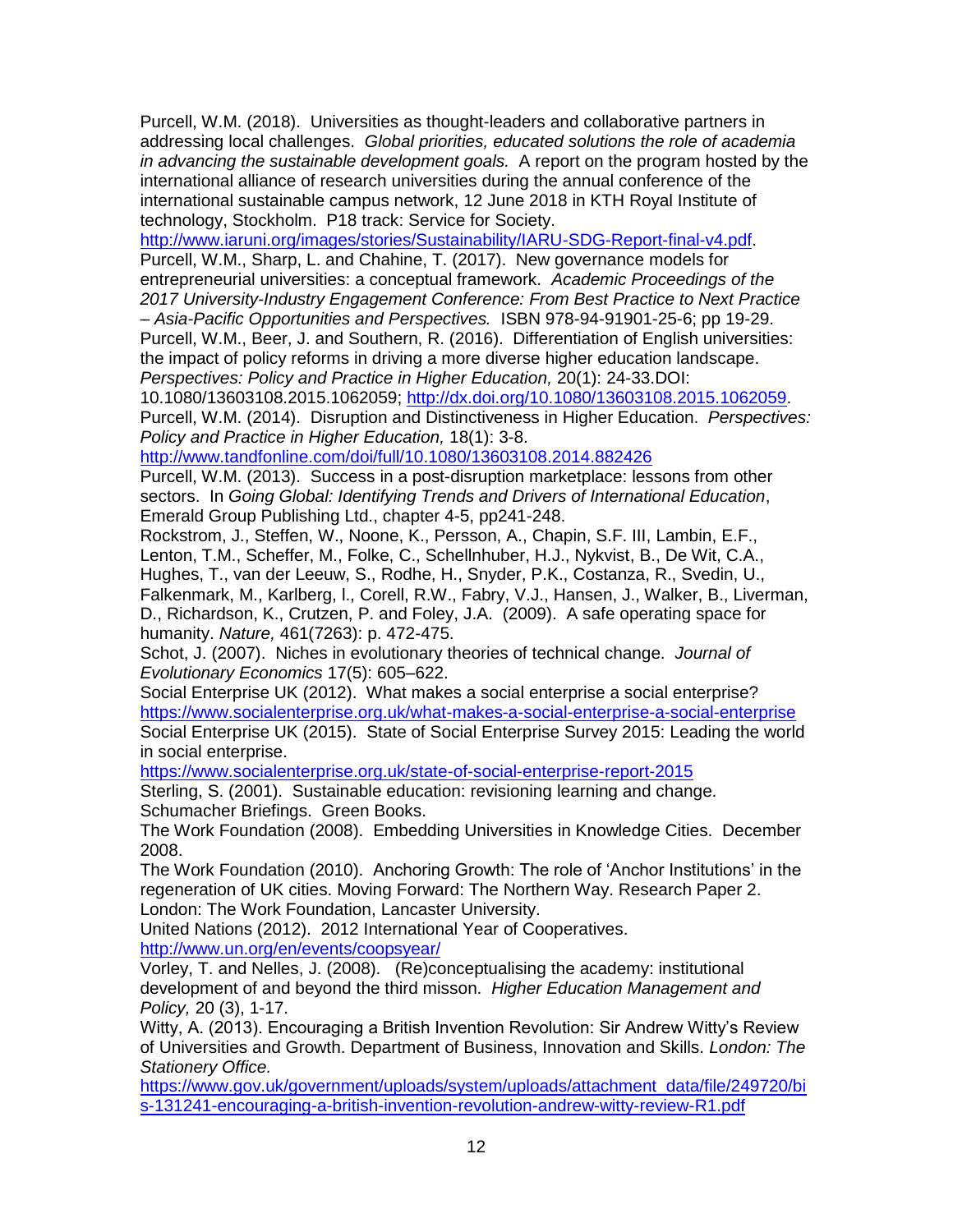Purcell, W.M. (2018). Universities as thought-leaders and collaborative partners in addressing local challenges. *Global priorities, educated solutions the role of academia in advancing the sustainable development goals.* A report on the program hosted by the international alliance of research universities during the annual conference of the international sustainable campus network, 12 June 2018 in KTH Royal Institute of technology, Stockholm. P18 track: Service for Society. http://www.iaruni.org/images/stories/Sustainability/IARU-SDG-Report-final-v4.pdf.

Purcell, W.M., Sharp, L. and Chahine, T. (2017). New governance models for entrepreneurial universities: a conceptual framework. *Academic Proceedings of the 2017 University-Industry Engagement Conference: From Best Practice to Next Practice – Asia-Pacific Opportunities and Perspectives.* ISBN 978-94-91901-25-6; pp 19-29.

Purcell, W.M., Beer, J. and Southern, R. (2016). Differentiation of English universities: the impact of policy reforms in driving a more diverse higher education landscape. *Perspectives: Policy and Practice in Higher Education,* 20(1): 24-33.DOI: 10.1080/13603108.2015.1062059; http://dx.doi.org/10.1080/13603108.2015.1062059.

Purcell, W.M. (2014). Disruption and Distinctiveness in Higher Education. *Perspectives: Policy and Practice in Higher Education,* 18(1): 3-8. http://www.tandfonline.com/doi/full/10.1080/13603108.2014.882426

Purcell, W.M. (2013). Success in a post-disruption marketplace: lessons from other sectors. In *Going Global: Identifying Trends and Drivers of International Education*, Emerald Group Publishing Ltd., chapter 4-5, pp241-248.

Rockstrom, J., Steffen, W., Noone, K., Persson, A., Chapin, S.F. III, Lambin, E.F., Lenton, T.M., Scheffer, M., Folke, C., Schellnhuber, H.J., Nykvist, B., De Wit, C.A., Hughes, T., van der Leeuw, S., Rodhe, H., Snyder, P.K., Costanza, R., Svedin, U., Falkenmark, M., Karlberg, l., Corell, R.W., Fabry, V.J., Hansen, J., Walker, B., Liverman, D., Richardson, K., Crutzen, P. and Foley, J.A. (2009). A safe operating space for humanity. *Nature,* 461(7263): p. 472-475.

Schot, J. (2007). Niches in evolutionary theories of technical change. *Journal of Evolutionary Economics* 17(5): 605–622.

Social Enterprise UK (2012). What makes a social enterprise a social enterprise? https://www.socialenterprise.org.uk/what-makes-a-social-enterprise-a-social-enterprise

Social Enterprise UK (2015). State of Social Enterprise Survey 2015: Leading the world in social enterprise. https://www.socialenterprise.org.uk/state-of-social-enterprise-report-2015

Sterling, S. (2001). Sustainable education: revisioning learning and change. Schumacher Briefings. Green Books.

The Work Foundation (2008). Embedding Universities in Knowledge Cities. December 2008.

The Work Foundation (2010). Anchoring Growth: The role of 'Anchor Institutions' in the regeneration of UK cities. Moving Forward: The Northern Way. Research Paper 2. London: The Work Foundation, Lancaster University.

United Nations (2012). 2012 International Year of Cooperatives. http://www.un.org/en/events/coopsyear/

Vorley, T. and Nelles, J. (2008). (Re)conceptualising the academy: institutional development of and beyond the third misson. *Higher Education Management and Policy,* 20 (3), 1-17.

Witty, A. (2013). Encouraging a British Invention Revolution: Sir Andrew Witty's Review of Universities and Growth. Department of Business, Innovation and Skills. *London: The Stationery Office.* https://www.gov.uk/government/uploads/system/uploads/attachment_data/file/249720/bis-131241-encouraging-a-british-invention-revolution-andrew-witty-review-R1.pdf